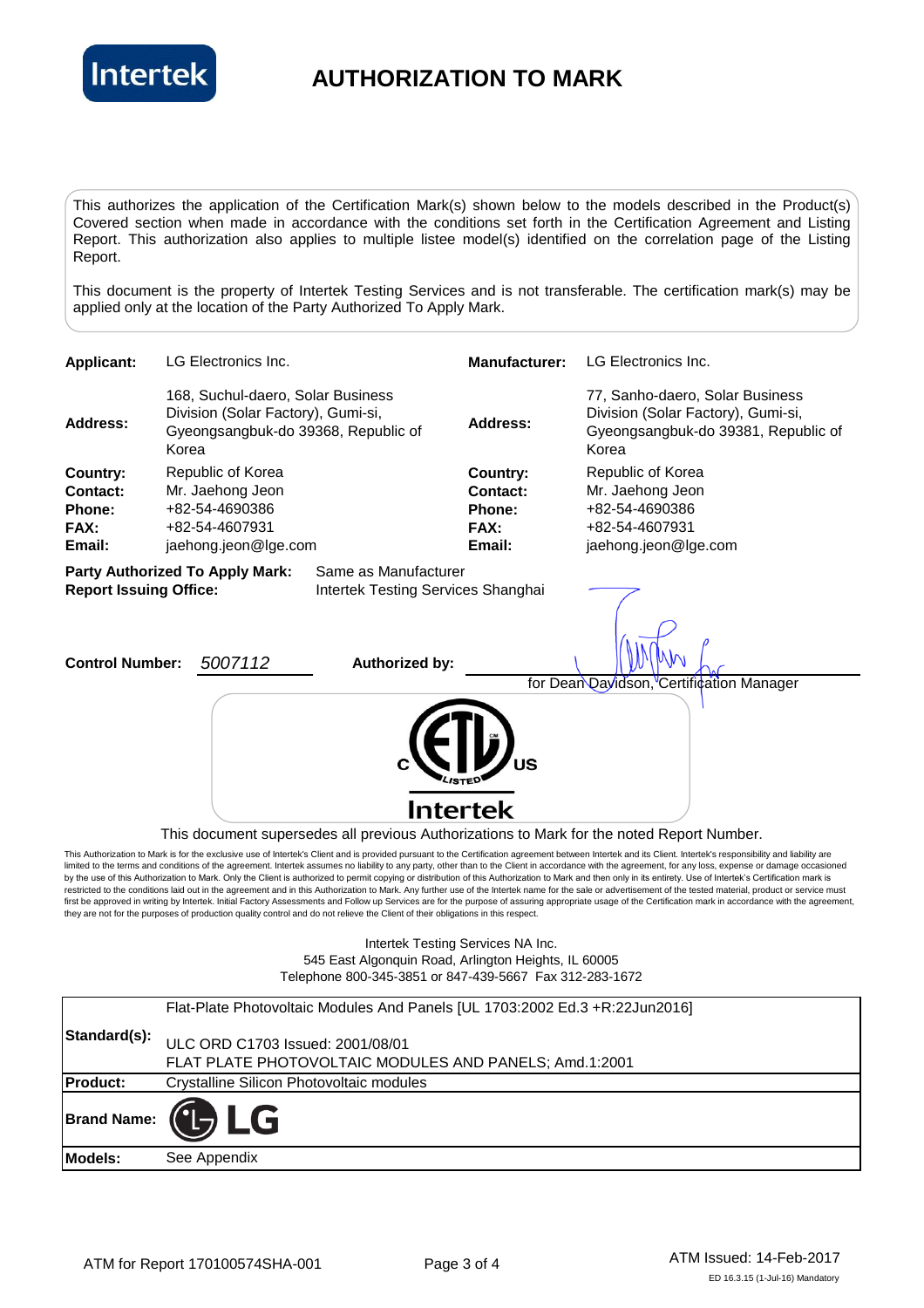# AUTHORIZATION TO MARK

This authorizes the application of the Certification Mark(s) shown below to the models described in the Product(s) Covered section when made in accordance with the conditions set forth in the Certification Agreement and Listing Report. This authorization also applies to multiple listee model(s) identified on the correlation page of the Listing Report.

This document is the property of Intertek Testing Services and is not transferable. The certification mark(s) may be applied only at the location of the Party Authorized To Apply Mark.

| | | | |
|---|---|---|---|
| **Applicant:** | LG Electronics Inc. | **Manufacturer:** | LG Electronics Inc. |
| **Address:** | 168, Suchul-daero, Solar Business Division (Solar Factory), Gumi-si, Gyeongsangbuk-do 39368, Republic of Korea | **Address:** | 77, Sanho-daero, Solar Business Division (Solar Factory), Gumi-si, Gyeongsangbuk-do 39381, Republic of Korea |
| **Country:** | Republic of Korea | **Country:** | Republic of Korea |
| **Contact:** | Mr. Jaehong Jeon | **Contact:** | Mr. Jaehong Jeon |
| **Phone:** | +82-54-4690386 | **Phone:** | +82-54-4690386 |
| **FAX:** | +82-54-4607931 | **FAX:** | +82-54-4607931 |
| **Email:** | jaehong.jeon@lge.com | **Email:** | jaehong.jeon@lge.com |

**Party Authorized To Apply Mark:** Same as Manufacturer
**Report Issuing Office:** Intertek Testing Services Shanghai

**Control Number:** *5007112* **Authorized by:** for Dean Davidson, Certification Manager

C ETL LISTED US
Intertek

This document supersedes all previous Authorizations to Mark for the noted Report Number.

This Authorization to Mark is for the exclusive use of Intertek's Client and is provided pursuant to the Certification agreement between Intertek and its Client. Intertek's responsibility and liability are limited to the terms and conditions of the agreement. Intertek assumes no liability to any party, other than to the Client in accordance with the agreement, for any loss, expense or damage occasioned by the use of this Authorization to Mark. Only the Client is authorized to permit copying or distribution of this Authorization to Mark and then only in its entirety. Use of Intertek's Certification mark is restricted to the conditions laid out in the agreement and in this Authorization to Mark. Any further use of the Intertek name for the sale or advertisement of the tested material, product or service must first be approved in writing by Intertek. Initial Factory Assessments and Follow up Services are for the purpose of assuring appropriate usage of the Certification mark in accordance with the agreement, they are not for the purposes of production quality control and do not relieve the Client of their obligations in this respect.

Intertek Testing Services NA Inc.
545 East Algonquin Road, Arlington Heights, IL 60005
Telephone 800-345-3851 or 847-439-5667 Fax 312-283-1672

| | |
|---|---|
| **Standard(s):** | Flat-Plate Photovoltaic Modules And Panels [UL 1703:2002 Ed.3 +R:22Jun2016]<br>ULC ORD C1703 Issued: 2001/08/01<br>FLAT PLATE PHOTOVOLTAIC MODULES AND PANELS; Amd.1:2001 |
| **Product:** | Crystalline Silicon Photovoltaic modules |
| **Brand Name:** | LG |
| **Models:** | See Appendix |

ATM for Report 170100574SHA-001

ATM Issued: 14-Feb-2017
ED 16.3.15 (1-Jul-16) Mandatory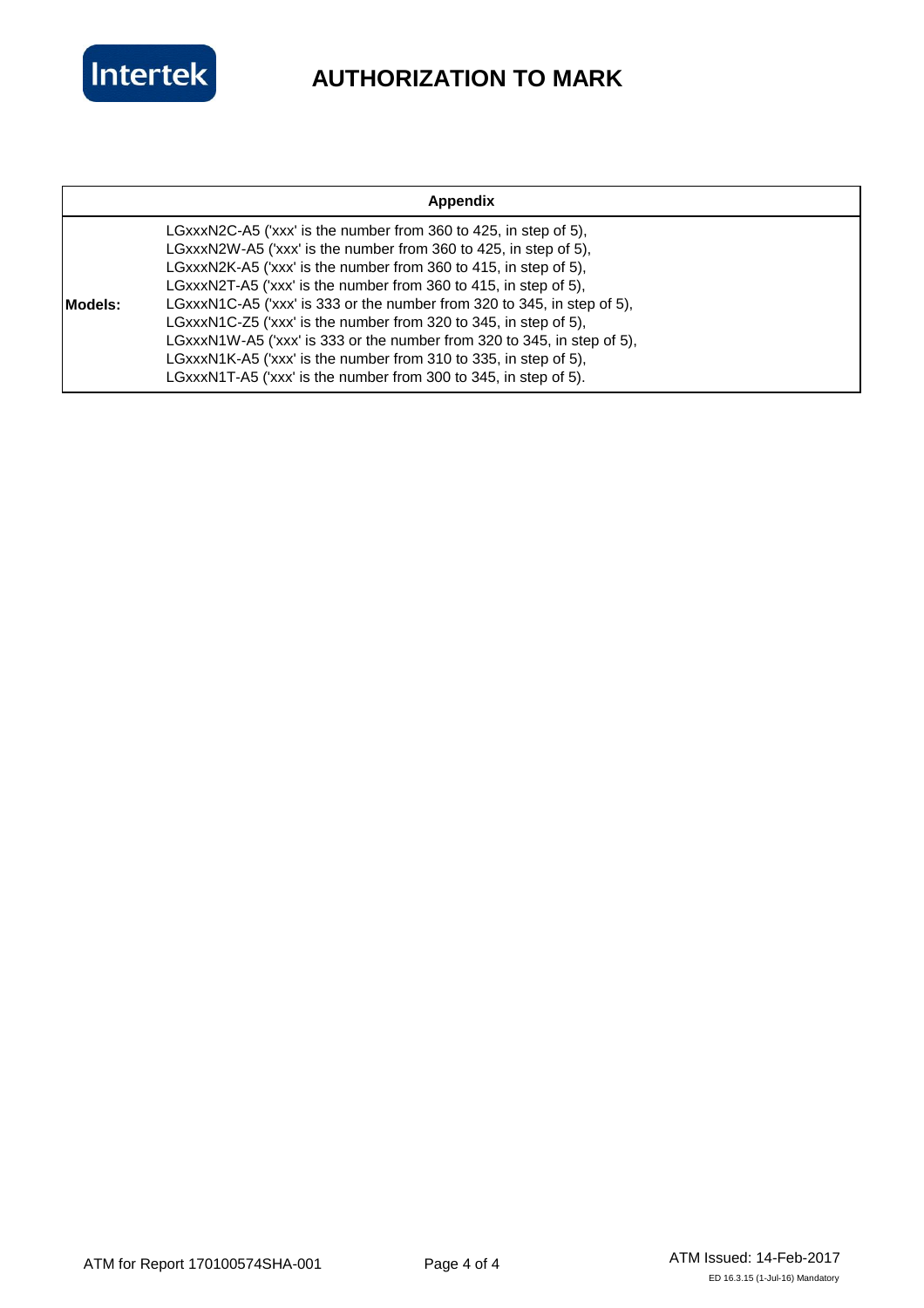# AUTHORIZATION TO MARK

| Appendix | |
|---|---|
| **Models:** | LGxxxN2C-A5 ('xxx' is the number from 360 to 425, in step of 5),<br>LGxxxN2W-A5 ('xxx' is the number from 360 to 425, in step of 5),<br>LGxxxN2K-A5 ('xxx' is the number from 360 to 415, in step of 5),<br>LGxxxN2T-A5 ('xxx' is the number from 360 to 415, in step of 5),<br>LGxxxN1C-A5 ('xxx' is 333 or the number from 320 to 345, in step of 5),<br>LGxxxN1C-Z5 ('xxx' is the number from 320 to 345, in step of 5),<br>LGxxxN1W-A5 ('xxx' is 333 or the number from 320 to 345, in step of 5),<br>LGxxxN1K-A5 ('xxx' is the number from 310 to 335, in step of 5),<br>LGxxxN1T-A5 ('xxx' is the number from 300 to 345, in step of 5). |

ATM for Report 170100574SHA-001

ATM Issued: 14-Feb-2017

ED 16.3.15 (1-Jul-16) Mandatory